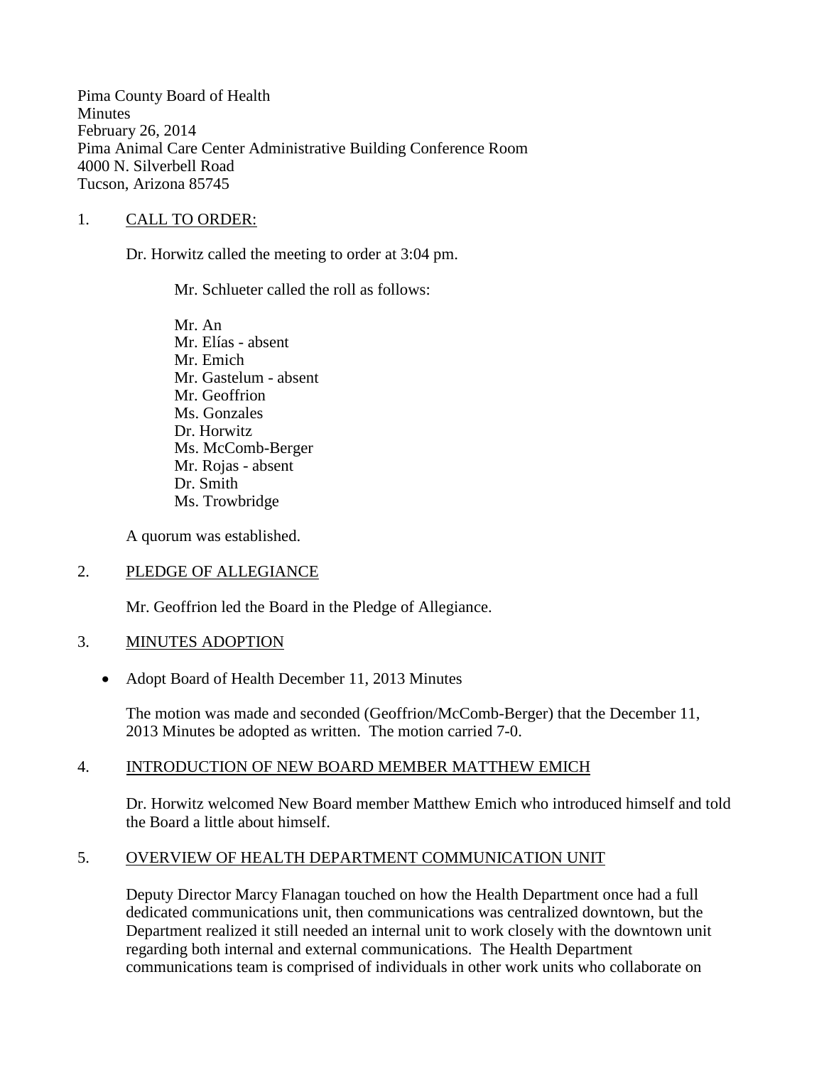Pima County Board of Health
Minutes
February 26, 2014
Pima Animal Care Center Administrative Building Conference Room
4000 N. Silverbell Road
Tucson, Arizona 85745

1. CALL TO ORDER:

Dr. Horwitz called the meeting to order at 3:04 pm.

Mr. Schlueter called the roll as follows:

Mr. An
Mr. Elías - absent
Mr. Emich
Mr. Gastelum - absent
Mr. Geoffrion
Ms. Gonzales
Dr. Horwitz
Ms. McComb-Berger
Mr. Rojas - absent
Dr. Smith
Ms. Trowbridge

A quorum was established.

2. PLEDGE OF ALLEGIANCE

Mr. Geoffrion led the Board in the Pledge of Allegiance.

3. MINUTES ADOPTION

- Adopt Board of Health December 11, 2013 Minutes

The motion was made and seconded (Geoffrion/McComb-Berger) that the December 11, 2013 Minutes be adopted as written. The motion carried 7-0.

4. INTRODUCTION OF NEW BOARD MEMBER MATTHEW EMICH

Dr. Horwitz welcomed New Board member Matthew Emich who introduced himself and told the Board a little about himself.

5. OVERVIEW OF HEALTH DEPARTMENT COMMUNICATION UNIT

Deputy Director Marcy Flanagan touched on how the Health Department once had a full dedicated communications unit, then communications was centralized downtown, but the Department realized it still needed an internal unit to work closely with the downtown unit regarding both internal and external communications. The Health Department communications team is comprised of individuals in other work units who collaborate on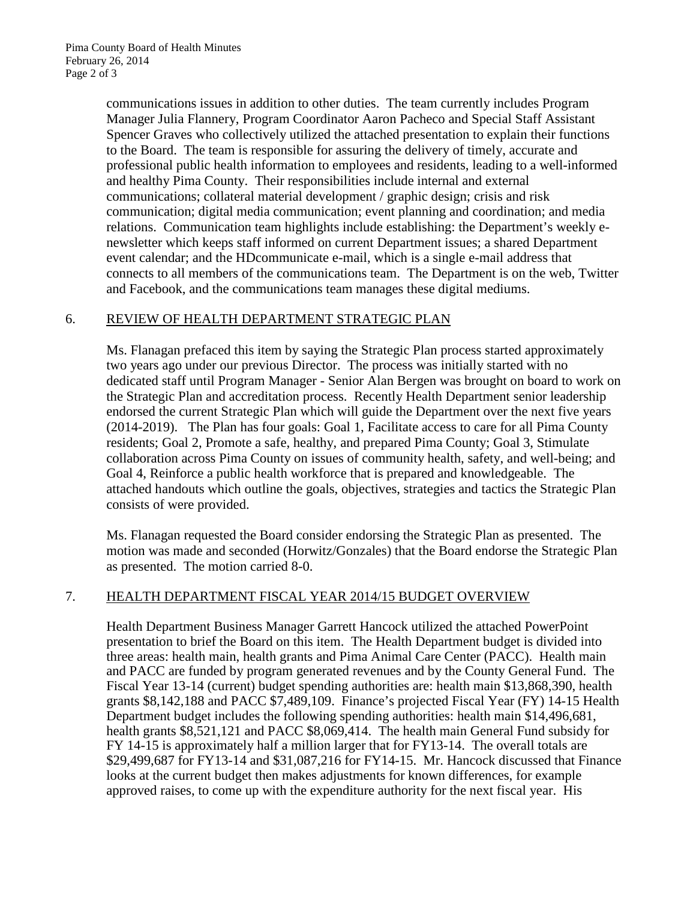communications issues in addition to other duties. The team currently includes Program Manager Julia Flannery, Program Coordinator Aaron Pacheco and Special Staff Assistant Spencer Graves who collectively utilized the attached presentation to explain their functions to the Board. The team is responsible for assuring the delivery of timely, accurate and professional public health information to employees and residents, leading to a well-informed and healthy Pima County. Their responsibilities include internal and external communications; collateral material development / graphic design; crisis and risk communication; digital media communication; event planning and coordination; and media relations. Communication team highlights include establishing: the Department's weekly e-newsletter which keeps staff informed on current Department issues; a shared Department event calendar; and the HDcommunicate e-mail, which is a single e-mail address that connects to all members of the communications team. The Department is on the web, Twitter and Facebook, and the communications team manages these digital mediums.

## 6. REVIEW OF HEALTH DEPARTMENT STRATEGIC PLAN

Ms. Flanagan prefaced this item by saying the Strategic Plan process started approximately two years ago under our previous Director. The process was initially started with no dedicated staff until Program Manager - Senior Alan Bergen was brought on board to work on the Strategic Plan and accreditation process. Recently Health Department senior leadership endorsed the current Strategic Plan which will guide the Department over the next five years (2014-2019). The Plan has four goals: Goal 1, Facilitate access to care for all Pima County residents; Goal 2, Promote a safe, healthy, and prepared Pima County; Goal 3, Stimulate collaboration across Pima County on issues of community health, safety, and well-being; and Goal 4, Reinforce a public health workforce that is prepared and knowledgeable. The attached handouts which outline the goals, objectives, strategies and tactics the Strategic Plan consists of were provided.

Ms. Flanagan requested the Board consider endorsing the Strategic Plan as presented. The motion was made and seconded (Horwitz/Gonzales) that the Board endorse the Strategic Plan as presented. The motion carried 8-0.

## 7. HEALTH DEPARTMENT FISCAL YEAR 2014/15 BUDGET OVERVIEW

Health Department Business Manager Garrett Hancock utilized the attached PowerPoint presentation to brief the Board on this item. The Health Department budget is divided into three areas: health main, health grants and Pima Animal Care Center (PACC). Health main and PACC are funded by program generated revenues and by the County General Fund. The Fiscal Year 13-14 (current) budget spending authorities are: health main $13,868,390, health grants $8,142,188 and PACC $7,489,109. Finance's projected Fiscal Year (FY) 14-15 Health Department budget includes the following spending authorities: health main $14,496,681, health grants $8,521,121 and PACC $8,069,414. The health main General Fund subsidy for FY 14-15 is approximately half a million larger that for FY13-14. The overall totals are $29,499,687 for FY13-14 and $31,087,216 for FY14-15. Mr. Hancock discussed that Finance looks at the current budget then makes adjustments for known differences, for example approved raises, to come up with the expenditure authority for the next fiscal year. His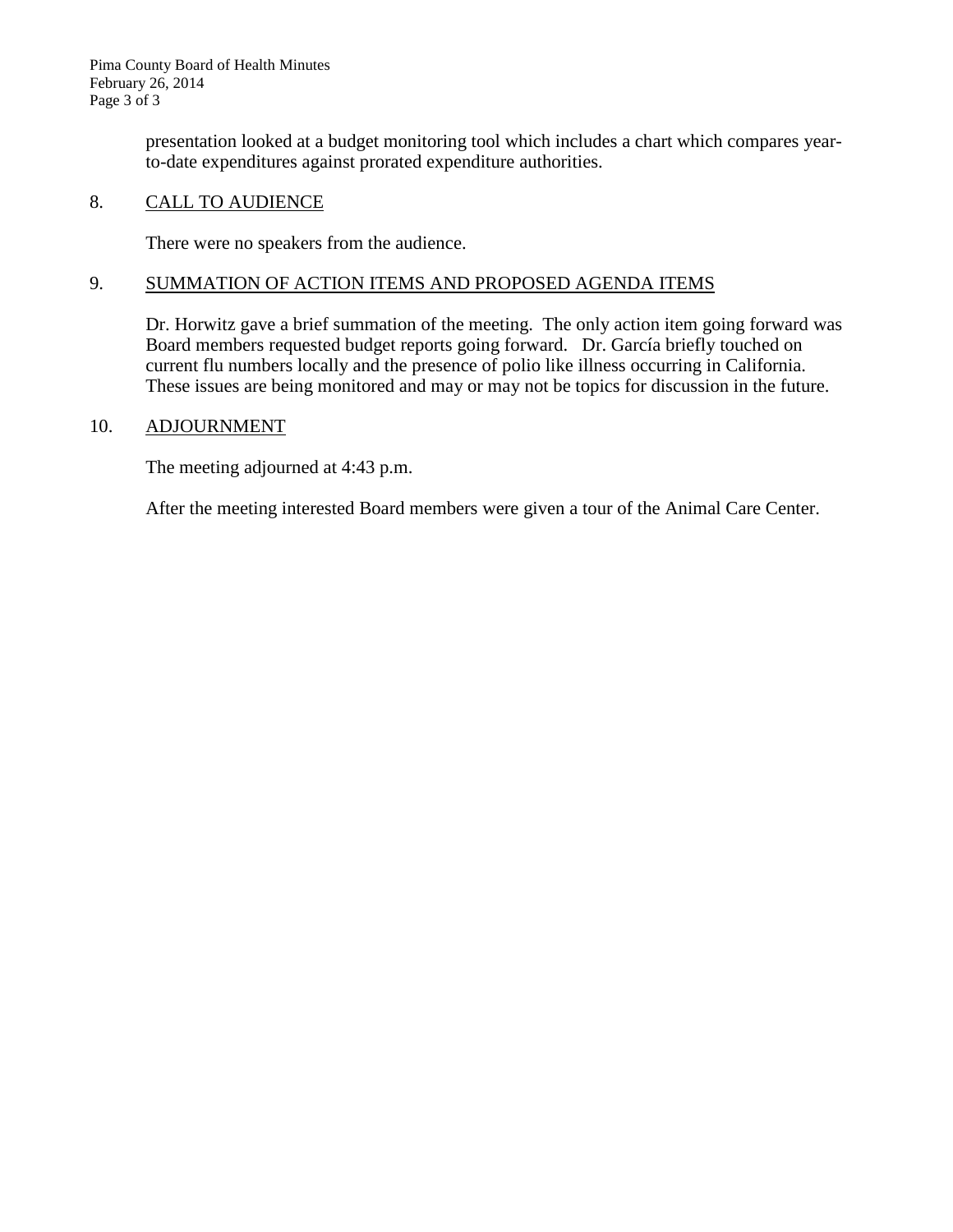presentation looked at a budget monitoring tool which includes a chart which compares year-to-date expenditures against prorated expenditure authorities.

8. CALL TO AUDIENCE

There were no speakers from the audience.

9. SUMMATION OF ACTION ITEMS AND PROPOSED AGENDA ITEMS

Dr. Horwitz gave a brief summation of the meeting. The only action item going forward was Board members requested budget reports going forward. Dr. García briefly touched on current flu numbers locally and the presence of polio like illness occurring in California. These issues are being monitored and may or may not be topics for discussion in the future.

10. ADJOURNMENT

The meeting adjourned at 4:43 p.m.

After the meeting interested Board members were given a tour of the Animal Care Center.